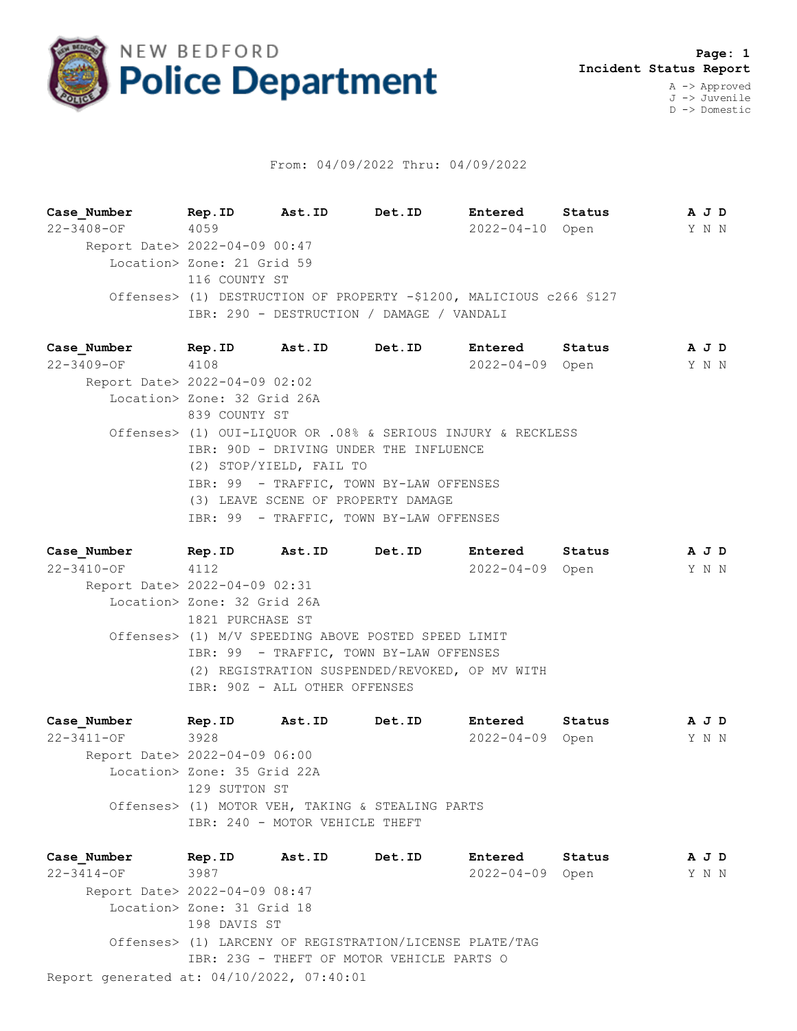# NEW BEDFORD Police Department

**Page: 1**
**Incident Status Report**

A -> Approved
J -> Juvenile
D -> Domestic

From: 04/09/2022 Thru: 04/09/2022

| Case_Number | Rep.ID | Ast.ID | Det.ID | Entered | Status | A J D |
|---|---|---|---|---|---|---|
| 22-3408-OF | 4059 | | | 2022-04-10 | Open | Y N N |

Report Date> 2022-04-09 00:47
Location> Zone: 21 Grid 59
116 COUNTY ST
Offenses> (1) DESTRUCTION OF PROPERTY -$1200, MALICIOUS c266 §127
IBR: 290 - DESTRUCTION / DAMAGE / VANDALI

| Case_Number | Rep.ID | Ast.ID | Det.ID | Entered | Status | A J D |
|---|---|---|---|---|---|---|
| 22-3409-OF | 4108 | | | 2022-04-09 | Open | Y N N |

Report Date> 2022-04-09 02:02
Location> Zone: 32 Grid 26A
839 COUNTY ST
Offenses> (1) OUI-LIQUOR OR .08% & SERIOUS INJURY & RECKLESS
IBR: 90D - DRIVING UNDER THE INFLUENCE
(2) STOP/YIELD, FAIL TO
IBR: 99 - TRAFFIC, TOWN BY-LAW OFFENSES
(3) LEAVE SCENE OF PROPERTY DAMAGE
IBR: 99 - TRAFFIC, TOWN BY-LAW OFFENSES

| Case_Number | Rep.ID | Ast.ID | Det.ID | Entered | Status | A J D |
|---|---|---|---|---|---|---|
| 22-3410-OF | 4112 | | | 2022-04-09 | Open | Y N N |

Report Date> 2022-04-09 02:31
Location> Zone: 32 Grid 26A
1821 PURCHASE ST
Offenses> (1) M/V SPEEDING ABOVE POSTED SPEED LIMIT
IBR: 99 - TRAFFIC, TOWN BY-LAW OFFENSES
(2) REGISTRATION SUSPENDED/REVOKED, OP MV WITH
IBR: 90Z - ALL OTHER OFFENSES

| Case_Number | Rep.ID | Ast.ID | Det.ID | Entered | Status | A J D |
|---|---|---|---|---|---|---|
| 22-3411-OF | 3928 | | | 2022-04-09 | Open | Y N N |

Report Date> 2022-04-09 06:00
Location> Zone: 35 Grid 22A
129 SUTTON ST
Offenses> (1) MOTOR VEH, TAKING & STEALING PARTS
IBR: 240 - MOTOR VEHICLE THEFT

| Case_Number | Rep.ID | Ast.ID | Det.ID | Entered | Status | A J D |
|---|---|---|---|---|---|---|
| 22-3414-OF | 3987 | | | 2022-04-09 | Open | Y N N |

Report Date> 2022-04-09 08:47
Location> Zone: 31 Grid 18
198 DAVIS ST
Offenses> (1) LARCENY OF REGISTRATION/LICENSE PLATE/TAG
IBR: 23G - THEFT OF MOTOR VEHICLE PARTS O

Report generated at: 04/10/2022, 07:40:01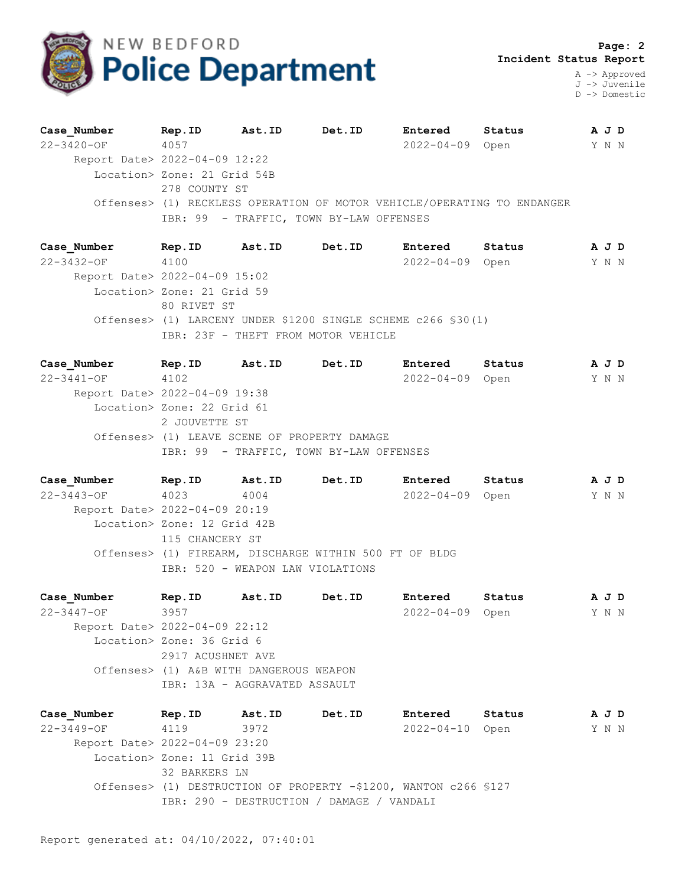# NEW BEDFORD Police Department

**Page: 2**
**Incident Status Report**

A -> Approved
J -> Juvenile
D -> Domestic

| Case_Number | Rep.ID | Ast.ID | Det.ID | Entered | Status | A J D |
|---|---|---|---|---|---|---|
| 22-3420-OF | 4057 | | | 2022-04-09 | Open | Y N N |

Report Date> 2022-04-09 12:22
Location> Zone: 21 Grid 54B
278 COUNTY ST
Offenses> (1) RECKLESS OPERATION OF MOTOR VEHICLE/OPERATING TO ENDANGER
IBR: 99 - TRAFFIC, TOWN BY-LAW OFFENSES

| Case_Number | Rep.ID | Ast.ID | Det.ID | Entered | Status | A J D |
|---|---|---|---|---|---|---|
| 22-3432-OF | 4100 | | | 2022-04-09 | Open | Y N N |

Report Date> 2022-04-09 15:02
Location> Zone: 21 Grid 59
80 RIVET ST
Offenses> (1) LARCENY UNDER $1200 SINGLE SCHEME c266 §30(1)
IBR: 23F - THEFT FROM MOTOR VEHICLE

| Case_Number | Rep.ID | Ast.ID | Det.ID | Entered | Status | A J D |
|---|---|---|---|---|---|---|
| 22-3441-OF | 4102 | | | 2022-04-09 | Open | Y N N |

Report Date> 2022-04-09 19:38
Location> Zone: 22 Grid 61
2 JOUVETTE ST
Offenses> (1) LEAVE SCENE OF PROPERTY DAMAGE
IBR: 99 - TRAFFIC, TOWN BY-LAW OFFENSES

| Case_Number | Rep.ID | Ast.ID | Det.ID | Entered | Status | A J D |
|---|---|---|---|---|---|---|
| 22-3443-OF | 4023 | 4004 | | 2022-04-09 | Open | Y N N |

Report Date> 2022-04-09 20:19
Location> Zone: 12 Grid 42B
115 CHANCERY ST
Offenses> (1) FIREARM, DISCHARGE WITHIN 500 FT OF BLDG
IBR: 520 - WEAPON LAW VIOLATIONS

| Case_Number | Rep.ID | Ast.ID | Det.ID | Entered | Status | A J D |
|---|---|---|---|---|---|---|
| 22-3447-OF | 3957 | | | 2022-04-09 | Open | Y N N |

Report Date> 2022-04-09 22:12
Location> Zone: 36 Grid 6
2917 ACUSHNET AVE
Offenses> (1) A&B WITH DANGEROUS WEAPON
IBR: 13A - AGGRAVATED ASSAULT

| Case_Number | Rep.ID | Ast.ID | Det.ID | Entered | Status | A J D |
|---|---|---|---|---|---|---|
| 22-3449-OF | 4119 | 3972 | | 2022-04-10 | Open | Y N N |

Report Date> 2022-04-09 23:20
Location> Zone: 11 Grid 39B
32 BARKERS LN
Offenses> (1) DESTRUCTION OF PROPERTY -$1200, WANTON c266 §127
IBR: 290 - DESTRUCTION / DAMAGE / VANDALI

Report generated at: 04/10/2022, 07:40:01